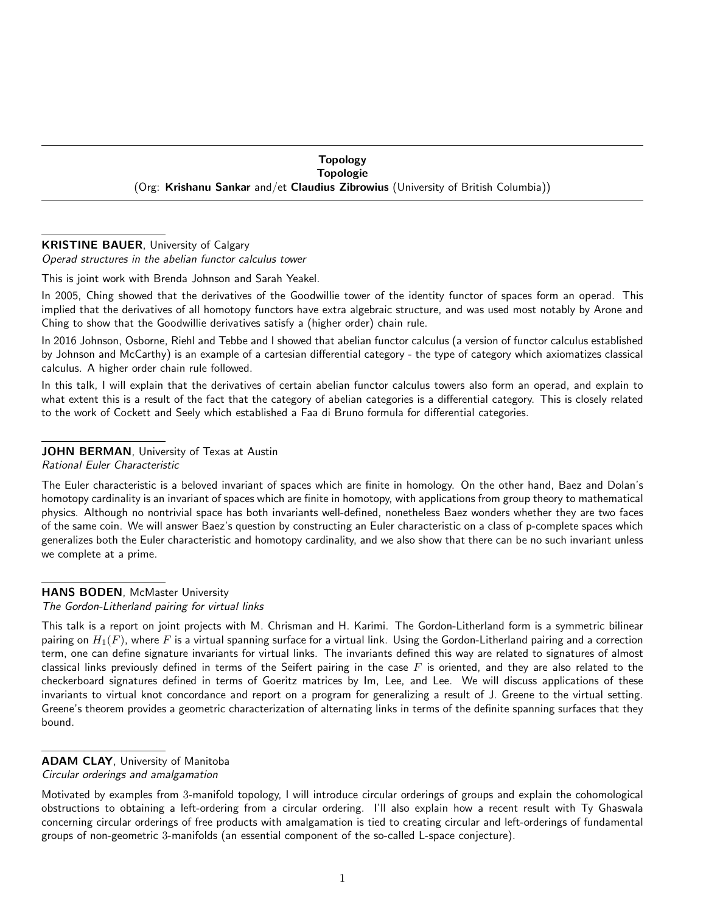# Topology
# Topologie

(Org: **Krishanu Sankar** and/et **Claudius Zibrowius** (University of British Columbia))

---

**KRISTINE BAUER**, University of Calgary
*Operad structures in the abelian functor calculus tower*

This is joint work with Brenda Johnson and Sarah Yeakel.

In 2005, Ching showed that the derivatives of the Goodwillie tower of the identity functor of spaces form an operad. This implied that the derivatives of all homotopy functors have extra algebraic structure, and was used most notably by Arone and Ching to show that the Goodwillie derivatives satisfy a (higher order) chain rule.

In 2016 Johnson, Osborne, Riehl and Tebbe and I showed that abelian functor calculus (a version of functor calculus established by Johnson and McCarthy) is an example of a cartesian differential category - the type of category which axiomatizes classical calculus. A higher order chain rule followed.

In this talk, I will explain that the derivatives of certain abelian functor calculus towers also form an operad, and explain to what extent this is a result of the fact that the category of abelian categories is a differential category. This is closely related to the work of Cockett and Seely which established a Faa di Bruno formula for differential categories.

---

**JOHN BERMAN**, University of Texas at Austin
*Rational Euler Characteristic*

The Euler characteristic is a beloved invariant of spaces which are finite in homology. On the other hand, Baez and Dolan's homotopy cardinality is an invariant of spaces which are finite in homotopy, with applications from group theory to mathematical physics. Although no nontrivial space has both invariants well-defined, nonetheless Baez wonders whether they are two faces of the same coin. We will answer Baez's question by constructing an Euler characteristic on a class of p-complete spaces which generalizes both the Euler characteristic and homotopy cardinality, and we also show that there can be no such invariant unless we complete at a prime.

---

**HANS BODEN**, McMaster University
*The Gordon-Litherland pairing for virtual links*

This talk is a report on joint projects with M. Chrisman and H. Karimi. The Gordon-Litherland form is a symmetric bilinear pairing on $H_1(F)$, where $F$ is a virtual spanning surface for a virtual link. Using the Gordon-Litherland pairing and a correction term, one can define signature invariants for virtual links. The invariants defined this way are related to signatures of almost classical links previously defined in terms of the Seifert pairing in the case $F$ is oriented, and they are also related to the checkerboard signatures defined in terms of Goeritz matrices by Im, Lee, and Lee. We will discuss applications of these invariants to virtual knot concordance and report on a program for generalizing a result of J. Greene to the virtual setting. Greene's theorem provides a geometric characterization of alternating links in terms of the definite spanning surfaces that they bound.

---

**ADAM CLAY**, University of Manitoba
*Circular orderings and amalgamation*

Motivated by examples from $3$-manifold topology, I will introduce circular orderings of groups and explain the cohomological obstructions to obtaining a left-ordering from a circular ordering. I'll also explain how a recent result with Ty Ghaswala concerning circular orderings of free products with amalgamation is tied to creating circular and left-orderings of fundamental groups of non-geometric $3$-manifolds (an essential component of the so-called L-space conjecture).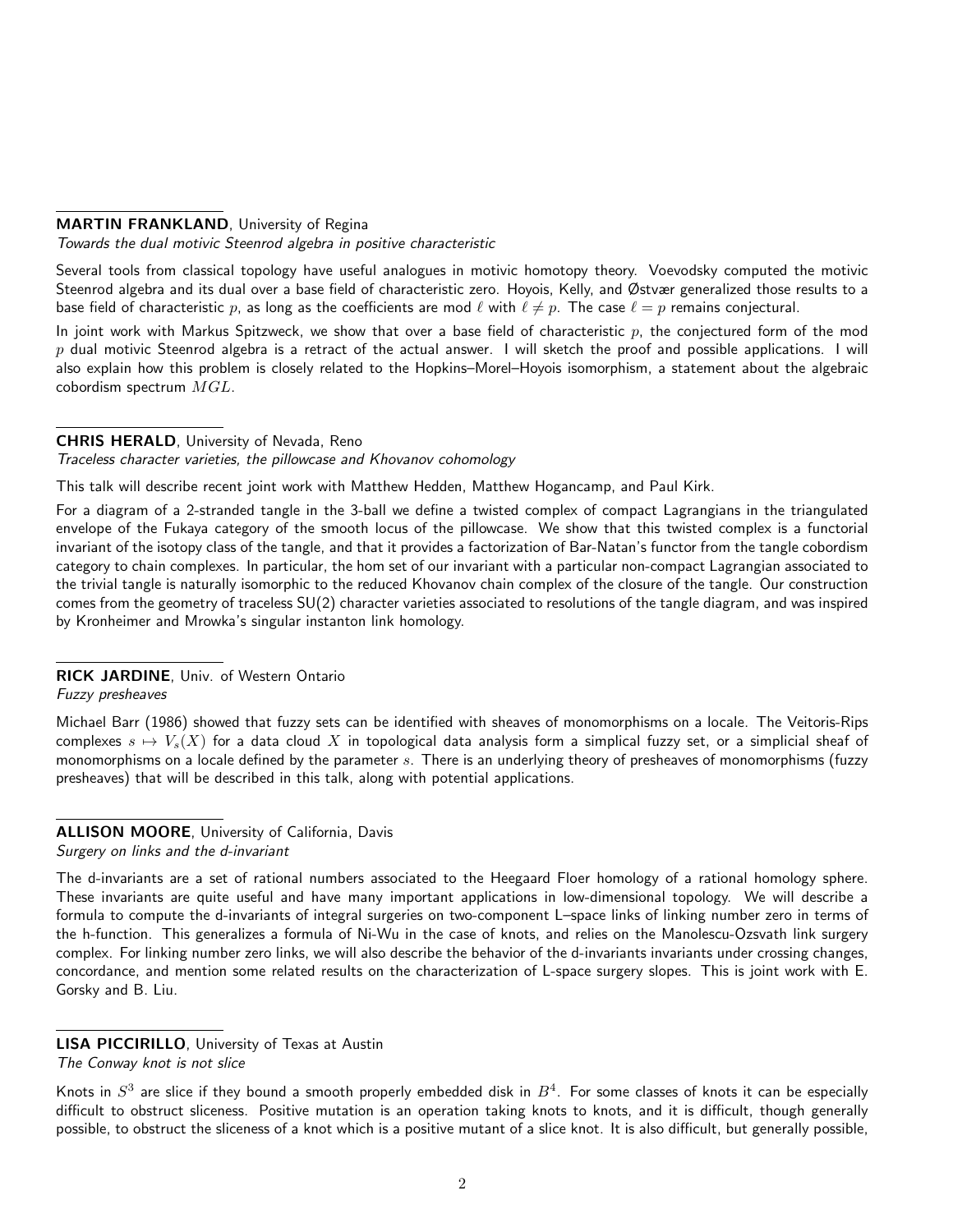**MARTIN FRANKLAND**, University of Regina
*Towards the dual motivic Steenrod algebra in positive characteristic*

Several tools from classical topology have useful analogues in motivic homotopy theory. Voevodsky computed the motivic Steenrod algebra and its dual over a base field of characteristic zero. Hoyois, Kelly, and Østvær generalized those results to a base field of characteristic $p$, as long as the coefficients are mod $\ell$ with $\ell \neq p$. The case $\ell = p$ remains conjectural.

In joint work with Markus Spitzweck, we show that over a base field of characteristic $p$, the conjectured form of the mod $p$ dual motivic Steenrod algebra is a retract of the actual answer. I will sketch the proof and possible applications. I will also explain how this problem is closely related to the Hopkins–Morel–Hoyois isomorphism, a statement about the algebraic cobordism spectrum $MGL$.

**CHRIS HERALD**, University of Nevada, Reno
*Traceless character varieties, the pillowcase and Khovanov cohomology*

This talk will describe recent joint work with Matthew Hedden, Matthew Hogancamp, and Paul Kirk.

For a diagram of a 2-stranded tangle in the 3-ball we define a twisted complex of compact Lagrangians in the triangulated envelope of the Fukaya category of the smooth locus of the pillowcase. We show that this twisted complex is a functorial invariant of the isotopy class of the tangle, and that it provides a factorization of Bar-Natan's functor from the tangle cobordism category to chain complexes. In particular, the hom set of our invariant with a particular non-compact Lagrangian associated to the trivial tangle is naturally isomorphic to the reduced Khovanov chain complex of the closure of the tangle. Our construction comes from the geometry of traceless SU(2) character varieties associated to resolutions of the tangle diagram, and was inspired by Kronheimer and Mrowka's singular instanton link homology.

**RICK JARDINE**, Univ. of Western Ontario
*Fuzzy presheaves*

Michael Barr (1986) showed that fuzzy sets can be identified with sheaves of monomorphisms on a locale. The Veitoris-Rips complexes $s \mapsto V_s(X)$ for a data cloud $X$ in topological data analysis form a simplical fuzzy set, or a simplicial sheaf of monomorphisms on a locale defined by the parameter $s$. There is an underlying theory of presheaves of monomorphisms (fuzzy presheaves) that will be described in this talk, along with potential applications.

**ALLISON MOORE**, University of California, Davis
*Surgery on links and the d-invariant*

The d-invariants are a set of rational numbers associated to the Heegaard Floer homology of a rational homology sphere. These invariants are quite useful and have many important applications in low-dimensional topology. We will describe a formula to compute the d-invariants of integral surgeries on two-component L–space links of linking number zero in terms of the h-function. This generalizes a formula of Ni-Wu in the case of knots, and relies on the Manolescu-Ozsvath link surgery complex. For linking number zero links, we will also describe the behavior of the d-invariants invariants under crossing changes, concordance, and mention some related results on the characterization of L-space surgery slopes. This is joint work with E. Gorsky and B. Liu.

**LISA PICCIRILLO**, University of Texas at Austin
*The Conway knot is not slice*

Knots in $S^3$ are slice if they bound a smooth properly embedded disk in $B^4$. For some classes of knots it can be especially difficult to obstruct sliceness. Positive mutation is an operation taking knots to knots, and it is difficult, though generally possible, to obstruct the sliceness of a knot which is a positive mutant of a slice knot. It is also difficult, but generally possible,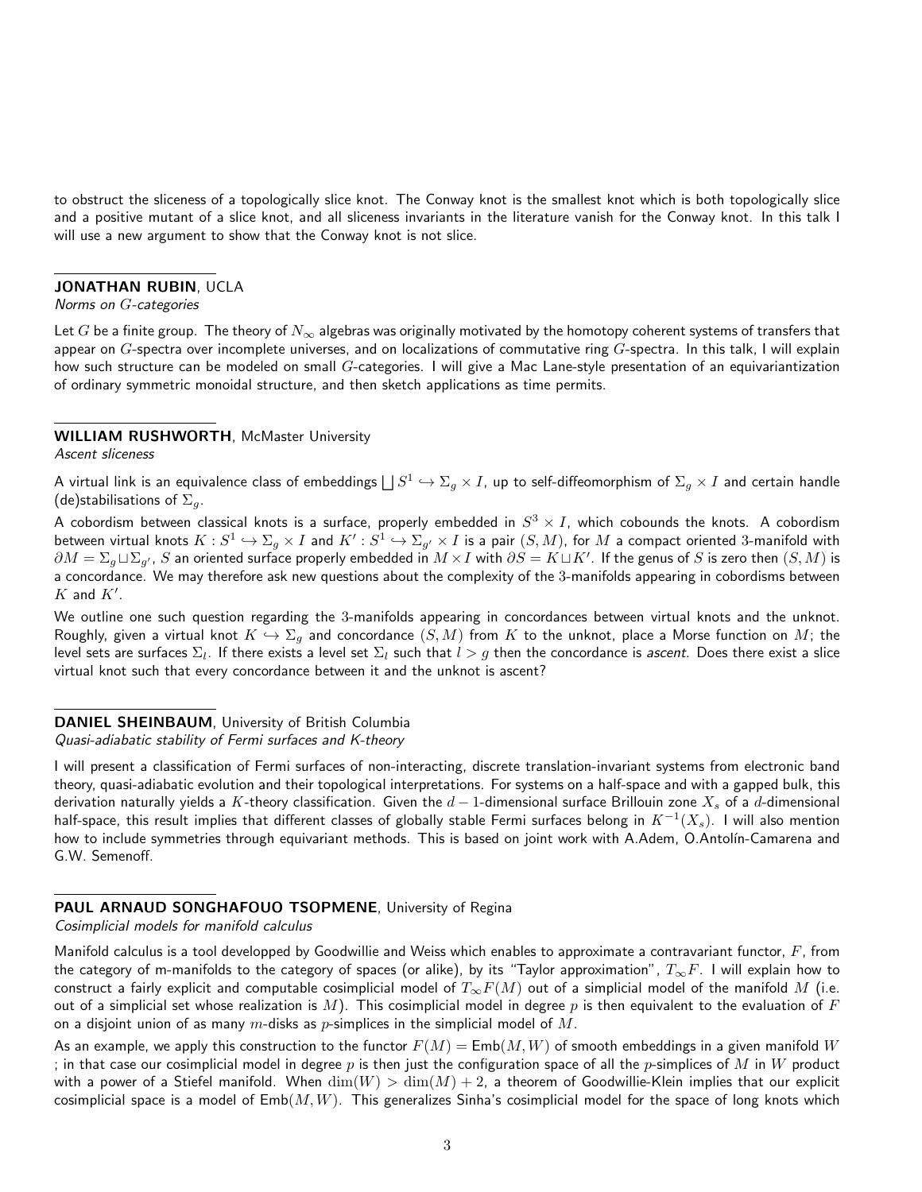to obstruct the sliceness of a topologically slice knot. The Conway knot is the smallest knot which is both topologically slice and a positive mutant of a slice knot, and all sliceness invariants in the literature vanish for the Conway knot. In this talk I will use a new argument to show that the Conway knot is not slice.

**JONATHAN RUBIN**, UCLA
*Norms on $G$-categories*

Let $G$ be a finite group. The theory of $N_\infty$ algebras was originally motivated by the homotopy coherent systems of transfers that appear on $G$-spectra over incomplete universes, and on localizations of commutative ring $G$-spectra. In this talk, I will explain how such structure can be modeled on small $G$-categories. I will give a Mac Lane-style presentation of an equivariantization of ordinary symmetric monoidal structure, and then sketch applications as time permits.

**WILLIAM RUSHWORTH**, McMaster University
*Ascent sliceness*

A virtual link is an equivalence class of embeddings $\bigsqcup S^1 \hookrightarrow \Sigma_g \times I$, up to self-diffeomorphism of $\Sigma_g \times I$ and certain handle (de)stabilisations of $\Sigma_g$.

A cobordism between classical knots is a surface, properly embedded in $S^3 \times I$, which cobounds the knots. A cobordism between virtual knots $K : S^1 \hookrightarrow \Sigma_g \times I$ and $K' : S^1 \hookrightarrow \Sigma_{g'} \times I$ is a pair $(S, M)$, for $M$ a compact oriented 3-manifold with $\partial M = \Sigma_g \sqcup \Sigma_{g'}$, $S$ an oriented surface properly embedded in $M \times I$ with $\partial S = K \sqcup K'$. If the genus of $S$ is zero then $(S, M)$ is a concordance. We may therefore ask new questions about the complexity of the 3-manifolds appearing in cobordisms between $K$ and $K'$.

We outline one such question regarding the 3-manifolds appearing in concordances between virtual knots and the unknot. Roughly, given a virtual knot $K \hookrightarrow \Sigma_g$ and concordance $(S, M)$ from $K$ to the unknot, place a Morse function on $M$; the level sets are surfaces $\Sigma_l$. If there exists a level set $\Sigma_l$ such that $l > g$ then the concordance is *ascent*. Does there exist a slice virtual knot such that every concordance between it and the unknot is ascent?

**DANIEL SHEINBAUM**, University of British Columbia
*Quasi-adiabatic stability of Fermi surfaces and K-theory*

I will present a classification of Fermi surfaces of non-interacting, discrete translation-invariant systems from electronic band theory, quasi-adiabatic evolution and their topological interpretations. For systems on a half-space and with a gapped bulk, this derivation naturally yields a $K$-theory classification. Given the $d-1$-dimensional surface Brillouin zone $X_s$ of a $d$-dimensional half-space, this result implies that different classes of globally stable Fermi surfaces belong in $K^{-1}(X_s)$. I will also mention how to include symmetries through equivariant methods. This is based on joint work with A.Adem, O.Antolín-Camarena and G.W. Semenoff.

**PAUL ARNAUD SONGHAFOUO TSOPMENE**, University of Regina
*Cosimplicial models for manifold calculus*

Manifold calculus is a tool developped by Goodwillie and Weiss which enables to approximate a contravariant functor, $F$, from the category of m-manifolds to the category of spaces (or alike), by its "Taylor approximation", $T_\infty F$. I will explain how to construct a fairly explicit and computable cosimplicial model of $T_\infty F(M)$ out of a simplicial model of the manifold $M$ (i.e. out of a simplicial set whose realization is $M$). This cosimplicial model in degree $p$ is then equivalent to the evaluation of $F$ on a disjoint union of as many $m$-disks as $p$-simplices in the simplicial model of $M$.

As an example, we apply this construction to the functor $F(M) = \mathsf{Emb}(M, W)$ of smooth embeddings in a given manifold $W$ ; in that case our cosimplicial model in degree $p$ is then just the configuration space of all the $p$-simplices of $M$ in $W$ product with a power of a Stiefel manifold. When $\dim(W) > \dim(M) + 2$, a theorem of Goodwillie-Klein implies that our explicit cosimplicial space is a model of $\mathsf{Emb}(M, W)$. This generalizes Sinha's cosimplicial model for the space of long knots which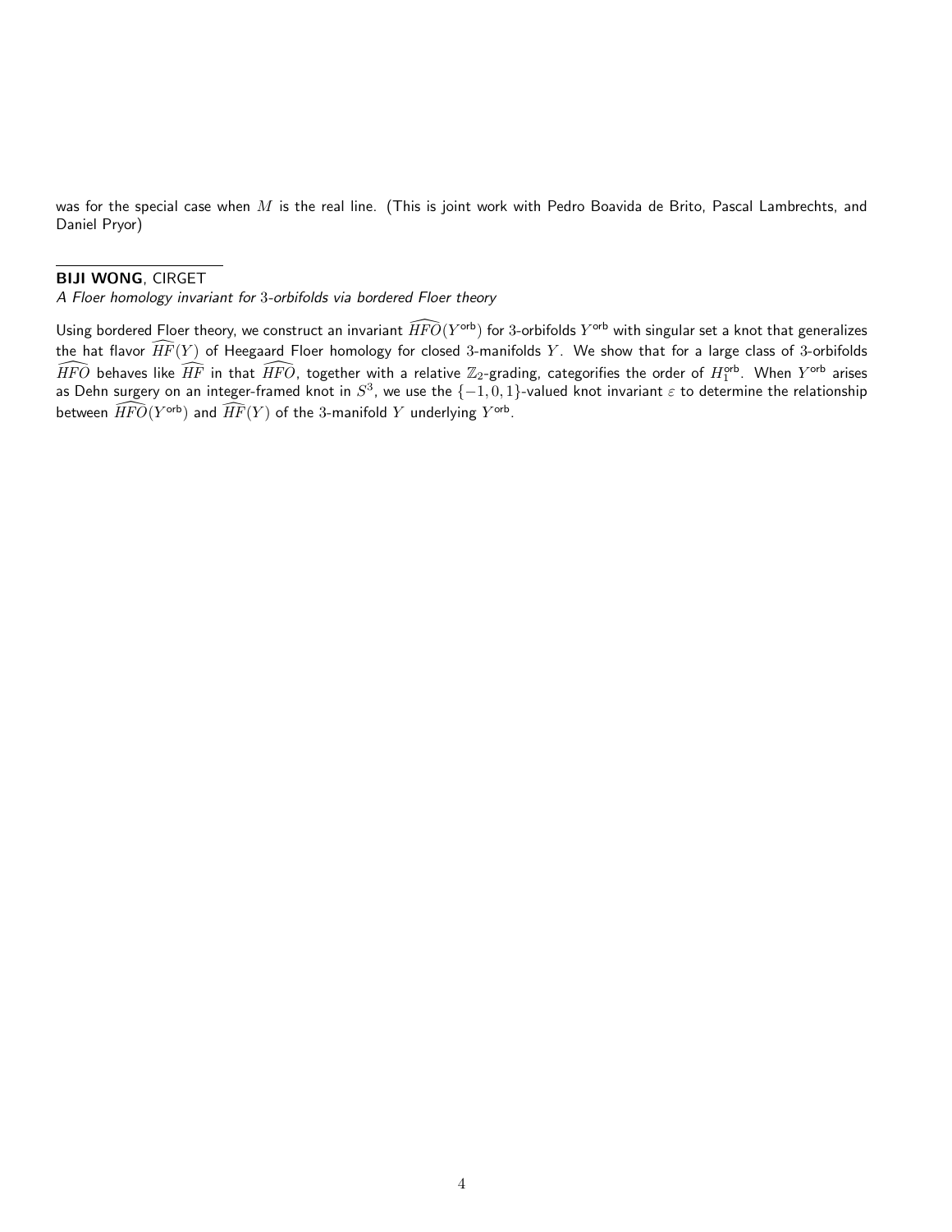was for the special case when $M$ is the real line. (This is joint work with Pedro Boavida de Brito, Pascal Lambrechts, and Daniel Pryor)

---

**BIJI WONG**, CIRGET

*A Floer homology invariant for 3-orbifolds via bordered Floer theory*

Using bordered Floer theory, we construct an invariant $\widehat{HFO}(Y^{\mathsf{orb}})$ for 3-orbifolds $Y^{\mathsf{orb}}$ with singular set a knot that generalizes the hat flavor $\widehat{HF}(Y)$ of Heegaard Floer homology for closed 3-manifolds $Y$. We show that for a large class of 3-orbifolds $\widehat{HFO}$ behaves like $\widehat{HF}$ in that $\widehat{HFO}$, together with a relative $\mathbb{Z}_2$-grading, categorifies the order of $H_1^{\mathsf{orb}}$. When $Y^{\mathsf{orb}}$ arises as Dehn surgery on an integer-framed knot in $S^3$, we use the $\{-1, 0, 1\}$-valued knot invariant $\varepsilon$ to determine the relationship between $\widehat{HFO}(Y^{\mathsf{orb}})$ and $\widehat{HF}(Y)$ of the 3-manifold $Y$ underlying $Y^{\mathsf{orb}}$.